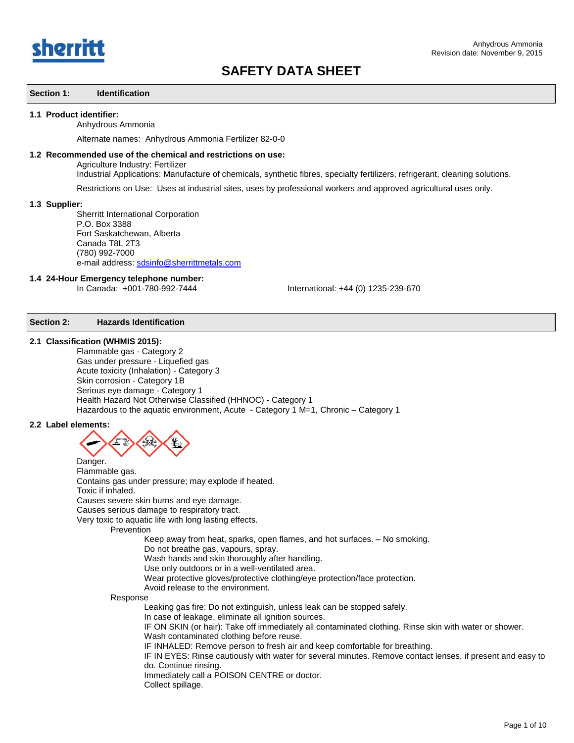# SAFETY DATA SHEET

## Section 1: Identification

### 1.1 Product identifier:

Anhydrous Ammonia

Alternate names: Anhydrous Ammonia Fertilizer 82-0-0

### 1.2 Recommended use of the chemical and restrictions on use:

Agriculture Industry: Fertilizer
Industrial Applications: Manufacture of chemicals, synthetic fibres, specialty fertilizers, refrigerant, cleaning solutions.

Restrictions on Use: Uses at industrial sites, uses by professional workers and approved agricultural uses only.

### 1.3 Supplier:

Sherritt International Corporation
P.O. Box 3388
Fort Saskatchewan, Alberta
Canada T8L 2T3
(780) 992-7000
e-mail address: sdsinfo@sherrittmetals.com

### 1.4 24-Hour Emergency telephone number:

In Canada: +001-780-992-7444

International: +44 (0) 1235-239-670

## Section 2: Hazards Identification

### 2.1 Classification (WHMIS 2015):

Flammable gas - Category 2
Gas under pressure - Liquefied gas
Acute toxicity (Inhalation) - Category 3
Skin corrosion - Category 1B
Serious eye damage - Category 1
Health Hazard Not Otherwise Classified (HHNOC) - Category 1
Hazardous to the aquatic environment, Acute - Category 1 M=1, Chronic – Category 1

### 2.2 Label elements:

Danger.
Flammable gas.
Contains gas under pressure; may explode if heated.
Toxic if inhaled.
Causes severe skin burns and eye damage.
Causes serious damage to respiratory tract.
Very toxic to aquatic life with long lasting effects.

Prevention

- Keep away from heat, sparks, open flames, and hot surfaces. – No smoking.
- Do not breathe gas, vapours, spray.
- Wash hands and skin thoroughly after handling.
- Use only outdoors or in a well-ventilated area.
- Wear protective gloves/protective clothing/eye protection/face protection.
- Avoid release to the environment.

Response

- Leaking gas fire: Do not extinguish, unless leak can be stopped safely.
- In case of leakage, eliminate all ignition sources.
- IF ON SKIN (or hair): Take off immediately all contaminated clothing. Rinse skin with water or shower. Wash contaminated clothing before reuse.
- IF INHALED: Remove person to fresh air and keep comfortable for breathing.
- IF IN EYES: Rinse cautiously with water for several minutes. Remove contact lenses, if present and easy to do. Continue rinsing.
- Immediately call a POISON CENTRE or doctor.
- Collect spillage.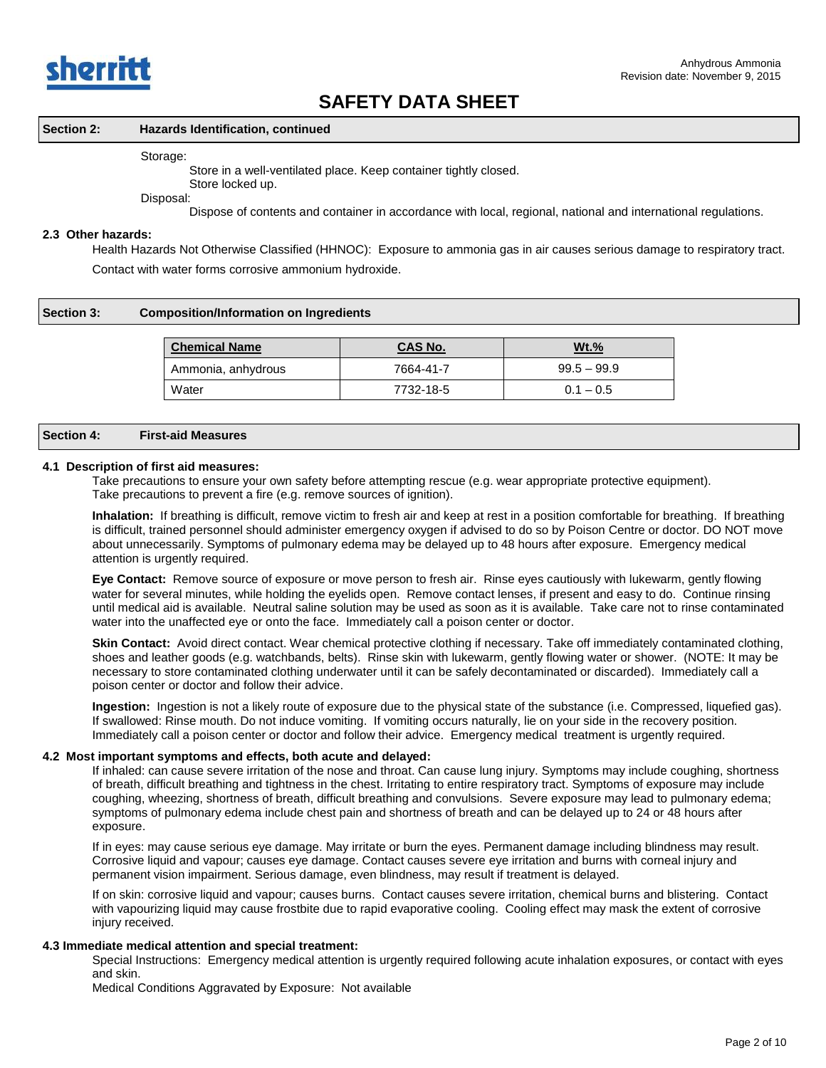## Section 2: Hazards Identification, continued

Storage:

Store in a well-ventilated place. Keep container tightly closed.
Store locked up.

Disposal:

Dispose of contents and container in accordance with local, regional, national and international regulations.

### 2.3 Other hazards:

Health Hazards Not Otherwise Classified (HHNOC): Exposure to ammonia gas in air causes serious damage to respiratory tract.

Contact with water forms corrosive ammonium hydroxide.

## Section 3: Composition/Information on Ingredients

| Chemical Name | CAS No. | Wt.% |
|---|---|---|
| Ammonia, anhydrous | 7664-41-7 | 99.5 – 99.9 |
| Water | 7732-18-5 | 0.1 – 0.5 |

## Section 4: First-aid Measures

### 4.1 Description of first aid measures:

Take precautions to ensure your own safety before attempting rescue (e.g. wear appropriate protective equipment).
Take precautions to prevent a fire (e.g. remove sources of ignition).

**Inhalation:** If breathing is difficult, remove victim to fresh air and keep at rest in a position comfortable for breathing. If breathing is difficult, trained personnel should administer emergency oxygen if advised to do so by Poison Centre or doctor. DO NOT move about unnecessarily. Symptoms of pulmonary edema may be delayed up to 48 hours after exposure. Emergency medical attention is urgently required.

**Eye Contact:** Remove source of exposure or move person to fresh air. Rinse eyes cautiously with lukewarm, gently flowing water for several minutes, while holding the eyelids open. Remove contact lenses, if present and easy to do. Continue rinsing until medical aid is available. Neutral saline solution may be used as soon as it is available. Take care not to rinse contaminated water into the unaffected eye or onto the face. Immediately call a poison center or doctor.

**Skin Contact:** Avoid direct contact. Wear chemical protective clothing if necessary. Take off immediately contaminated clothing, shoes and leather goods (e.g. watchbands, belts). Rinse skin with lukewarm, gently flowing water or shower. (NOTE: It may be necessary to store contaminated clothing underwater until it can be safely decontaminated or discarded). Immediately call a poison center or doctor and follow their advice.

**Ingestion:** Ingestion is not a likely route of exposure due to the physical state of the substance (i.e. Compressed, liquefied gas). If swallowed: Rinse mouth. Do not induce vomiting. If vomiting occurs naturally, lie on your side in the recovery position. Immediately call a poison center or doctor and follow their advice. Emergency medical treatment is urgently required.

### 4.2 Most important symptoms and effects, both acute and delayed:

If inhaled: can cause severe irritation of the nose and throat. Can cause lung injury. Symptoms may include coughing, shortness of breath, difficult breathing and tightness in the chest. Irritating to entire respiratory tract. Symptoms of exposure may include coughing, wheezing, shortness of breath, difficult breathing and convulsions. Severe exposure may lead to pulmonary edema; symptoms of pulmonary edema include chest pain and shortness of breath and can be delayed up to 24 or 48 hours after exposure.

If in eyes: may cause serious eye damage. May irritate or burn the eyes. Permanent damage including blindness may result. Corrosive liquid and vapour; causes eye damage. Contact causes severe eye irritation and burns with corneal injury and permanent vision impairment. Serious damage, even blindness, may result if treatment is delayed.

If on skin: corrosive liquid and vapour; causes burns. Contact causes severe irritation, chemical burns and blistering. Contact with vapourizing liquid may cause frostbite due to rapid evaporative cooling. Cooling effect may mask the extent of corrosive injury received.

### 4.3 Immediate medical attention and special treatment:

Special Instructions: Emergency medical attention is urgently required following acute inhalation exposures, or contact with eyes and skin.
Medical Conditions Aggravated by Exposure: Not available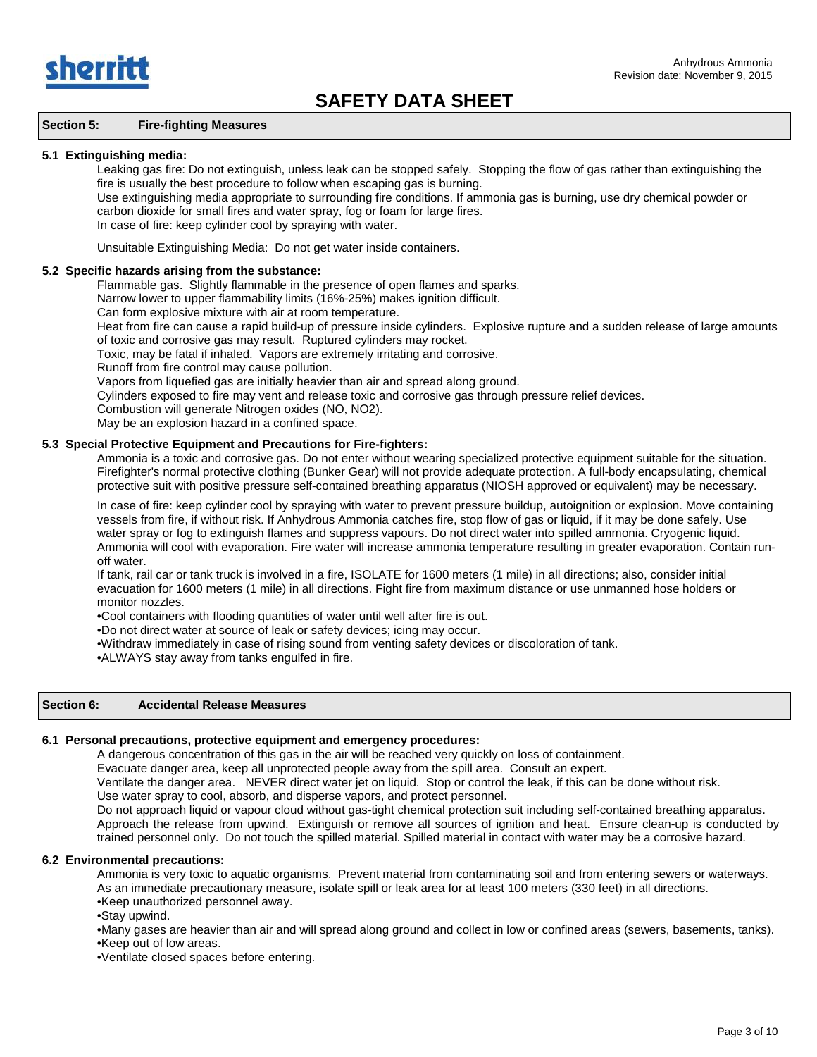# SAFETY DATA SHEET

## Section 5: Fire-fighting Measures

### 5.1 Extinguishing media:

Leaking gas fire: Do not extinguish, unless leak can be stopped safely. Stopping the flow of gas rather than extinguishing the fire is usually the best procedure to follow when escaping gas is burning.
Use extinguishing media appropriate to surrounding fire conditions. If ammonia gas is burning, use dry chemical powder or carbon dioxide for small fires and water spray, fog or foam for large fires.
In case of fire: keep cylinder cool by spraying with water.

Unsuitable Extinguishing Media: Do not get water inside containers.

### 5.2 Specific hazards arising from the substance:

Flammable gas. Slightly flammable in the presence of open flames and sparks.
Narrow lower to upper flammability limits (16%-25%) makes ignition difficult.
Can form explosive mixture with air at room temperature.
Heat from fire can cause a rapid build-up of pressure inside cylinders. Explosive rupture and a sudden release of large amounts of toxic and corrosive gas may result. Ruptured cylinders may rocket.
Toxic, may be fatal if inhaled. Vapors are extremely irritating and corrosive.
Runoff from fire control may cause pollution.
Vapors from liquefied gas are initially heavier than air and spread along ground.
Cylinders exposed to fire may vent and release toxic and corrosive gas through pressure relief devices.
Combustion will generate Nitrogen oxides (NO, $NO_2$).
May be an explosion hazard in a confined space.

### 5.3 Special Protective Equipment and Precautions for Fire-fighters:

Ammonia is a toxic and corrosive gas. Do not enter without wearing specialized protective equipment suitable for the situation. Firefighter's normal protective clothing (Bunker Gear) will not provide adequate protection. A full-body encapsulating, chemical protective suit with positive pressure self-contained breathing apparatus (NIOSH approved or equivalent) may be necessary.

In case of fire: keep cylinder cool by spraying with water to prevent pressure buildup, autoignition or explosion. Move containing vessels from fire, if without risk. If Anhydrous Ammonia catches fire, stop flow of gas or liquid, if it may be done safely. Use water spray or fog to extinguish flames and suppress vapours. Do not direct water into spilled ammonia. Cryogenic liquid. Ammonia will cool with evaporation. Fire water will increase ammonia temperature resulting in greater evaporation. Contain run-off water.
If tank, rail car or tank truck is involved in a fire, ISOLATE for 1600 meters (1 mile) in all directions; also, consider initial evacuation for 1600 meters (1 mile) in all directions. Fight fire from maximum distance or use unmanned hose holders or monitor nozzles.
- Cool containers with flooding quantities of water until well after fire is out.
- Do not direct water at source of leak or safety devices; icing may occur.
- Withdraw immediately in case of rising sound from venting safety devices or discoloration of tank.
- ALWAYS stay away from tanks engulfed in fire.

## Section 6: Accidental Release Measures

### 6.1 Personal precautions, protective equipment and emergency procedures:

A dangerous concentration of this gas in the air will be reached very quickly on loss of containment.
Evacuate danger area, keep all unprotected people away from the spill area. Consult an expert.
Ventilate the danger area. NEVER direct water jet on liquid. Stop or control the leak, if this can be done without risk.
Use water spray to cool, absorb, and disperse vapors, and protect personnel.
Do not approach liquid or vapour cloud without gas-tight chemical protection suit including self-contained breathing apparatus. Approach the release from upwind. Extinguish or remove all sources of ignition and heat. Ensure clean-up is conducted by trained personnel only. Do not touch the spilled material. Spilled material in contact with water may be a corrosive hazard.

### 6.2 Environmental precautions:

Ammonia is very toxic to aquatic organisms. Prevent material from contaminating soil and from entering sewers or waterways.
As an immediate precautionary measure, isolate spill or leak area for at least 100 meters (330 feet) in all directions.
- Keep unauthorized personnel away.
- Stay upwind.
- Many gases are heavier than air and will spread along ground and collect in low or confined areas (sewers, basements, tanks).
- Keep out of low areas.
- Ventilate closed spaces before entering.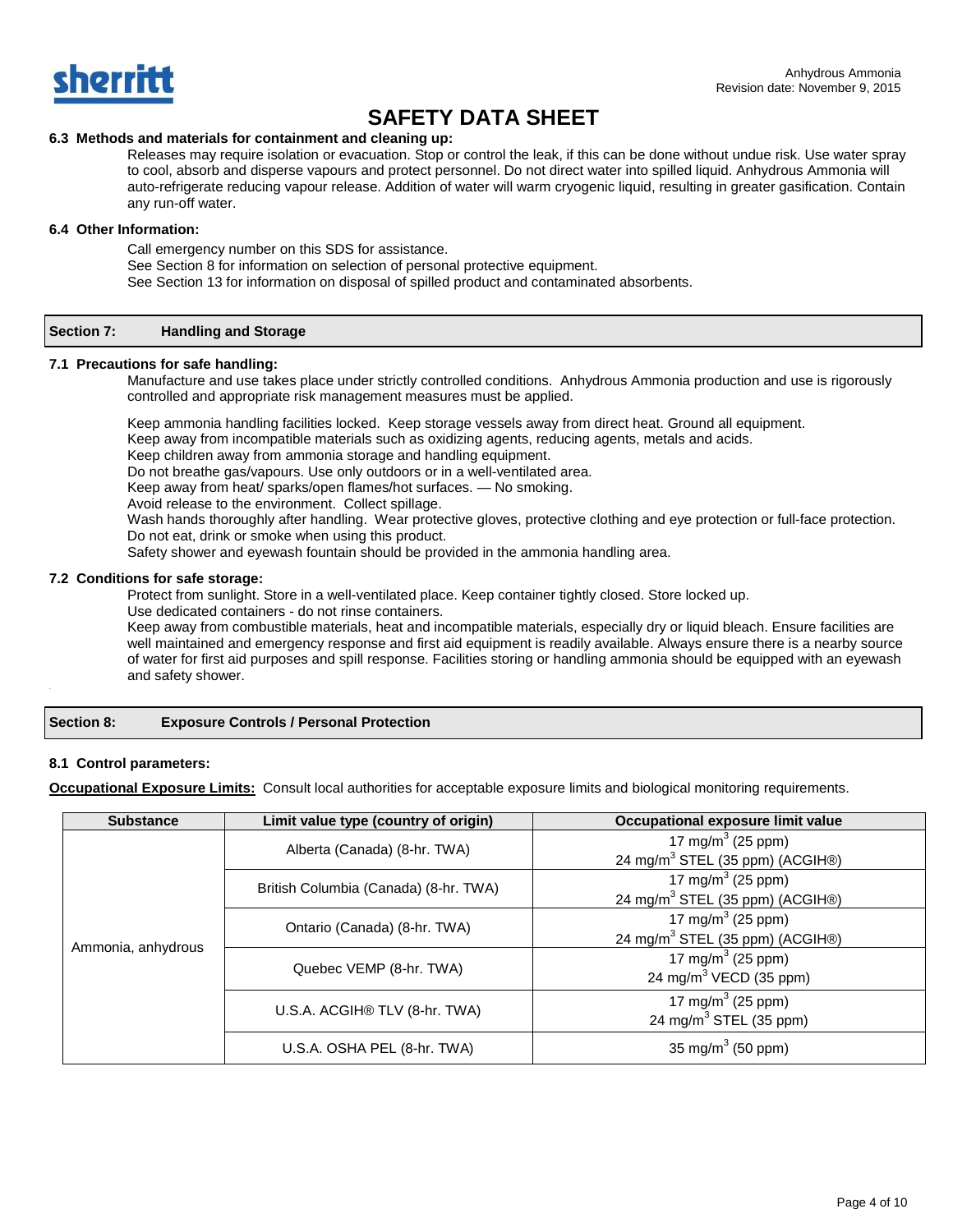### 6.3 Methods and materials for containment and cleaning up:

Releases may require isolation or evacuation. Stop or control the leak, if this can be done without undue risk. Use water spray to cool, absorb and disperse vapours and protect personnel. Do not direct water into spilled liquid. Anhydrous Ammonia will auto-refrigerate reducing vapour release. Addition of water will warm cryogenic liquid, resulting in greater gasification. Contain any run-off water.

### 6.4 Other Information:

Call emergency number on this SDS for assistance.
See Section 8 for information on selection of personal protective equipment.
See Section 13 for information on disposal of spilled product and contaminated absorbents.

## Section 7: Handling and Storage

### 7.1 Precautions for safe handling:

Manufacture and use takes place under strictly controlled conditions. Anhydrous Ammonia production and use is rigorously controlled and appropriate risk management measures must be applied.

Keep ammonia handling facilities locked. Keep storage vessels away from direct heat. Ground all equipment.
Keep away from incompatible materials such as oxidizing agents, reducing agents, metals and acids.
Keep children away from ammonia storage and handling equipment.
Do not breathe gas/vapours. Use only outdoors or in a well-ventilated area.
Keep away from heat/ sparks/open flames/hot surfaces. — No smoking.
Avoid release to the environment. Collect spillage.
Wash hands thoroughly after handling. Wear protective gloves, protective clothing and eye protection or full-face protection.
Do not eat, drink or smoke when using this product.
Safety shower and eyewash fountain should be provided in the ammonia handling area.

### 7.2 Conditions for safe storage:

Protect from sunlight. Store in a well-ventilated place. Keep container tightly closed. Store locked up.
Use dedicated containers - do not rinse containers.
Keep away from combustible materials, heat and incompatible materials, especially dry or liquid bleach. Ensure facilities are well maintained and emergency response and first aid equipment is readily available. Always ensure there is a nearby source of water for first aid purposes and spill response. Facilities storing or handling ammonia should be equipped with an eyewash and safety shower.

## Section 8: Exposure Controls / Personal Protection

### 8.1 Control parameters:

**Occupational Exposure Limits:** Consult local authorities for acceptable exposure limits and biological monitoring requirements.

| Substance | Limit value type (country of origin) | Occupational exposure limit value |
|---|---|---|
| Ammonia, anhydrous | Alberta (Canada) (8-hr. TWA) | 17 mg/m$^3$ (25 ppm)<br>24 mg/m$^3$ STEL (35 ppm) (ACGIH®) |
| | British Columbia (Canada) (8-hr. TWA) | 17 mg/m$^3$ (25 ppm)<br>24 mg/m$^3$ STEL (35 ppm) (ACGIH®) |
| | Ontario (Canada) (8-hr. TWA) | 17 mg/m$^3$ (25 ppm)<br>24 mg/m$^3$ STEL (35 ppm) (ACGIH®) |
| | Quebec VEMP (8-hr. TWA) | 17 mg/m$^3$ (25 ppm)<br>24 mg/m$^3$ VECD (35 ppm) |
| | U.S.A. ACGIH® TLV (8-hr. TWA) | 17 mg/m$^3$ (25 ppm)<br>24 mg/m$^3$ STEL (35 ppm) |
| | U.S.A. OSHA PEL (8-hr. TWA) | 35 mg/m$^3$ (50 ppm) |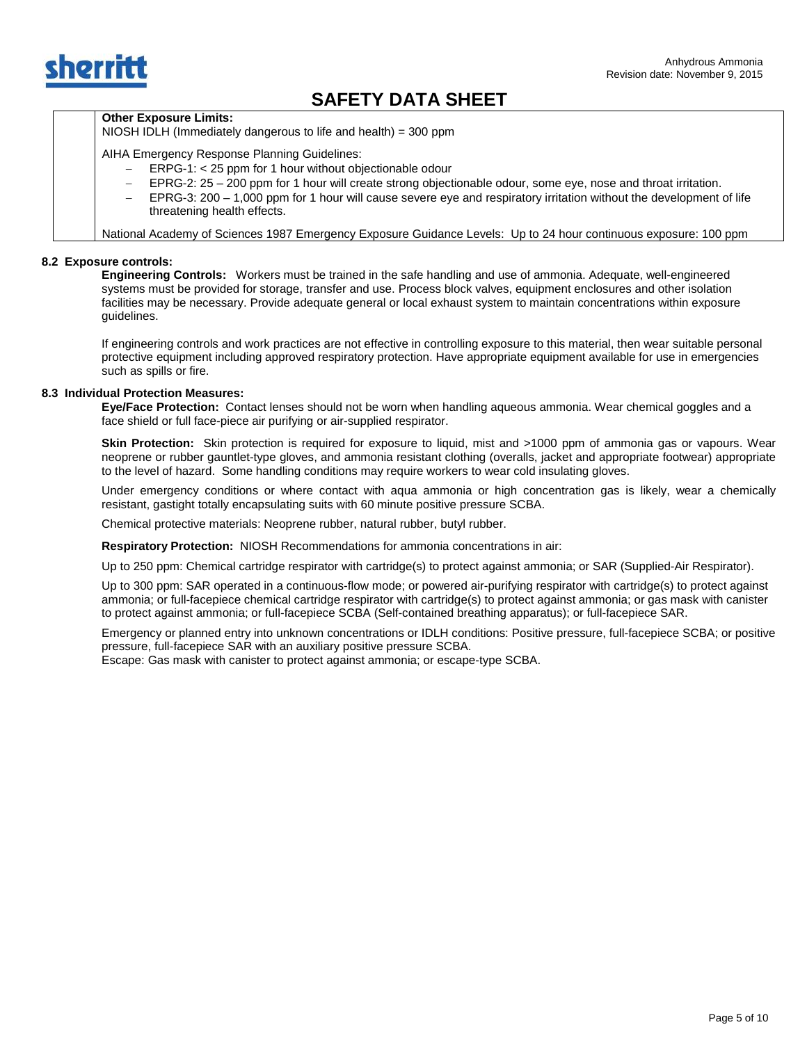**Other Exposure Limits:**
NIOSH IDLH (Immediately dangerous to life and health) = 300 ppm

AIHA Emergency Response Planning Guidelines:

- ERPG-1: < 25 ppm for 1 hour without objectionable odour
- EPRG-2: 25 – 200 ppm for 1 hour will create strong objectionable odour, some eye, nose and throat irritation.
- EPRG-3: 200 – 1,000 ppm for 1 hour will cause severe eye and respiratory irritation without the development of life threatening health effects.

National Academy of Sciences 1987 Emergency Exposure Guidance Levels: Up to 24 hour continuous exposure: 100 ppm

### 8.2 Exposure controls:

**Engineering Controls:** Workers must be trained in the safe handling and use of ammonia. Adequate, well-engineered systems must be provided for storage, transfer and use. Process block valves, equipment enclosures and other isolation facilities may be necessary. Provide adequate general or local exhaust system to maintain concentrations within exposure guidelines.

If engineering controls and work practices are not effective in controlling exposure to this material, then wear suitable personal protective equipment including approved respiratory protection. Have appropriate equipment available for use in emergencies such as spills or fire.

### 8.3 Individual Protection Measures:

**Eye/Face Protection:** Contact lenses should not be worn when handling aqueous ammonia. Wear chemical goggles and a face shield or full face-piece air purifying or air-supplied respirator.

**Skin Protection:** Skin protection is required for exposure to liquid, mist and >1000 ppm of ammonia gas or vapours. Wear neoprene or rubber gauntlet-type gloves, and ammonia resistant clothing (overalls, jacket and appropriate footwear) appropriate to the level of hazard. Some handling conditions may require workers to wear cold insulating gloves.

Under emergency conditions or where contact with aqua ammonia or high concentration gas is likely, wear a chemically resistant, gastight totally encapsulating suits with 60 minute positive pressure SCBA.

Chemical protective materials: Neoprene rubber, natural rubber, butyl rubber.

**Respiratory Protection:** NIOSH Recommendations for ammonia concentrations in air:

Up to 250 ppm: Chemical cartridge respirator with cartridge(s) to protect against ammonia; or SAR (Supplied-Air Respirator).

Up to 300 ppm: SAR operated in a continuous-flow mode; or powered air-purifying respirator with cartridge(s) to protect against ammonia; or full-facepiece chemical cartridge respirator with cartridge(s) to protect against ammonia; or gas mask with canister to protect against ammonia; or full-facepiece SCBA (Self-contained breathing apparatus); or full-facepiece SAR.

Emergency or planned entry into unknown concentrations or IDLH conditions: Positive pressure, full-facepiece SCBA; or positive pressure, full-facepiece SAR with an auxiliary positive pressure SCBA.
Escape: Gas mask with canister to protect against ammonia; or escape-type SCBA.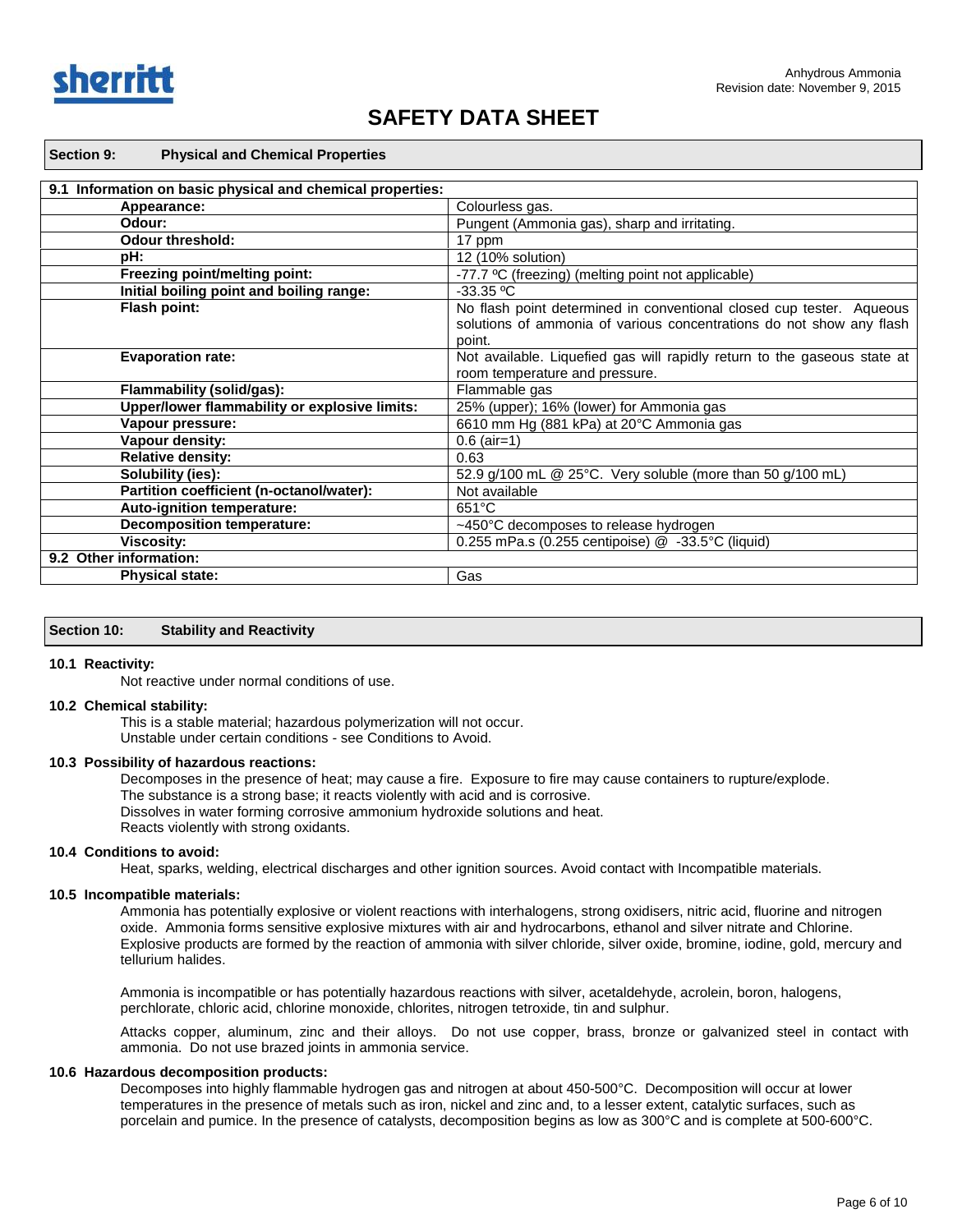# SAFETY DATA SHEET

## Section 9: Physical and Chemical Properties

| 9.1 Information on basic physical and chemical properties: | |
|---|---|
| **Appearance:** | Colourless gas. |
| **Odour:** | Pungent (Ammonia gas), sharp and irritating. |
| **Odour threshold:** | 17 ppm |
| **pH:** | 12 (10% solution) |
| **Freezing point/melting point:** | -77.7 ºC (freezing) (melting point not applicable) |
| **Initial boiling point and boiling range:** | -33.35 ºC |
| **Flash point:** | No flash point determined in conventional closed cup tester. Aqueous solutions of ammonia of various concentrations do not show any flash point. |
| **Evaporation rate:** | Not available. Liquefied gas will rapidly return to the gaseous state at room temperature and pressure. |
| **Flammability (solid/gas):** | Flammable gas |
| **Upper/lower flammability or explosive limits:** | 25% (upper); 16% (lower) for Ammonia gas |
| **Vapour pressure:** | 6610 mm Hg (881 kPa) at 20°C Ammonia gas |
| **Vapour density:** | 0.6 (air=1) |
| **Relative density:** | 0.63 |
| **Solubility (ies):** | 52.9 g/100 mL @ 25°C. Very soluble (more than 50 g/100 mL) |
| **Partition coefficient (n-octanol/water):** | Not available |
| **Auto-ignition temperature:** | 651°C |
| **Decomposition temperature:** | ~450°C decomposes to release hydrogen |
| **Viscosity:** | 0.255 mPa.s (0.255 centipoise) @ -33.5°C (liquid) |
| **9.2 Other information:** | |
| **Physical state:** | Gas |

## Section 10: Stability and Reactivity

### 10.1 Reactivity:

Not reactive under normal conditions of use.

### 10.2 Chemical stability:

This is a stable material; hazardous polymerization will not occur.
Unstable under certain conditions - see Conditions to Avoid.

### 10.3 Possibility of hazardous reactions:

Decomposes in the presence of heat; may cause a fire. Exposure to fire may cause containers to rupture/explode.
The substance is a strong base; it reacts violently with acid and is corrosive.
Dissolves in water forming corrosive ammonium hydroxide solutions and heat.
Reacts violently with strong oxidants.

### 10.4 Conditions to avoid:

Heat, sparks, welding, electrical discharges and other ignition sources. Avoid contact with Incompatible materials.

### 10.5 Incompatible materials:

Ammonia has potentially explosive or violent reactions with interhalogens, strong oxidisers, nitric acid, fluorine and nitrogen oxide. Ammonia forms sensitive explosive mixtures with air and hydrocarbons, ethanol and silver nitrate and Chlorine. Explosive products are formed by the reaction of ammonia with silver chloride, silver oxide, bromine, iodine, gold, mercury and tellurium halides.

Ammonia is incompatible or has potentially hazardous reactions with silver, acetaldehyde, acrolein, boron, halogens, perchlorate, chloric acid, chlorine monoxide, chlorites, nitrogen tetroxide, tin and sulphur.

Attacks copper, aluminum, zinc and their alloys. Do not use copper, brass, bronze or galvanized steel in contact with ammonia. Do not use brazed joints in ammonia service.

### 10.6 Hazardous decomposition products:

Decomposes into highly flammable hydrogen gas and nitrogen at about 450-500°C. Decomposition will occur at lower temperatures in the presence of metals such as iron, nickel and zinc and, to a lesser extent, catalytic surfaces, such as porcelain and pumice. In the presence of catalysts, decomposition begins as low as 300°C and is complete at 500-600°C.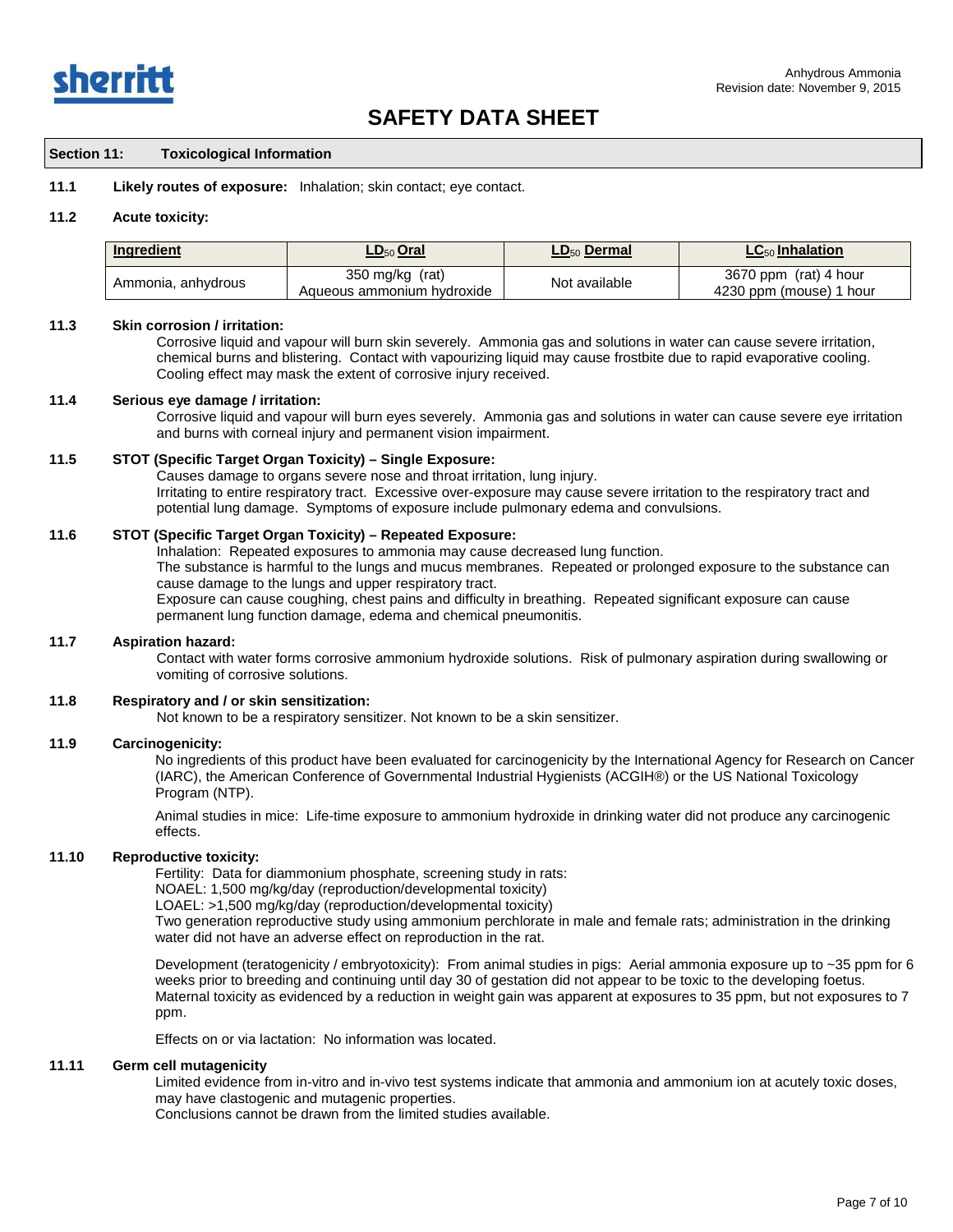# SAFETY DATA SHEET

## Section 11: Toxicological Information

**11.1 Likely routes of exposure:** Inhalation; skin contact; eye contact.

**11.2 Acute toxicity:**

| Ingredient | $LD_{50}$ Oral | $LD_{50}$ Dermal | $LC_{50}$ Inhalation |
|---|---|---|---|
| Ammonia, anhydrous | 350 mg/kg (rat) Aqueous ammonium hydroxide | Not available | 3670 ppm (rat) 4 hour 4230 ppm (mouse) 1 hour |

**11.3 Skin corrosion / irritation:**

Corrosive liquid and vapour will burn skin severely. Ammonia gas and solutions in water can cause severe irritation, chemical burns and blistering. Contact with vapourizing liquid may cause frostbite due to rapid evaporative cooling. Cooling effect may mask the extent of corrosive injury received.

**11.4 Serious eye damage / irritation:**

Corrosive liquid and vapour will burn eyes severely. Ammonia gas and solutions in water can cause severe eye irritation and burns with corneal injury and permanent vision impairment.

**11.5 STOT (Specific Target Organ Toxicity) – Single Exposure:**

Causes damage to organs severe nose and throat irritation, lung injury.
Irritating to entire respiratory tract. Excessive over-exposure may cause severe irritation to the respiratory tract and potential lung damage. Symptoms of exposure include pulmonary edema and convulsions.

**11.6 STOT (Specific Target Organ Toxicity) – Repeated Exposure:**

Inhalation: Repeated exposures to ammonia may cause decreased lung function.
The substance is harmful to the lungs and mucus membranes. Repeated or prolonged exposure to the substance can cause damage to the lungs and upper respiratory tract.
Exposure can cause coughing, chest pains and difficulty in breathing. Repeated significant exposure can cause permanent lung function damage, edema and chemical pneumonitis.

**11.7 Aspiration hazard:**

Contact with water forms corrosive ammonium hydroxide solutions. Risk of pulmonary aspiration during swallowing or vomiting of corrosive solutions.

**11.8 Respiratory and / or skin sensitization:**

Not known to be a respiratory sensitizer. Not known to be a skin sensitizer.

**11.9 Carcinogenicity:**

No ingredients of this product have been evaluated for carcinogenicity by the International Agency for Research on Cancer (IARC), the American Conference of Governmental Industrial Hygienists (ACGIH®) or the US National Toxicology Program (NTP).

Animal studies in mice: Life-time exposure to ammonium hydroxide in drinking water did not produce any carcinogenic effects.

**11.10 Reproductive toxicity:**

Fertility: Data for diammonium phosphate, screening study in rats:
NOAEL: 1,500 mg/kg/day (reproduction/developmental toxicity)
LOAEL: >1,500 mg/kg/day (reproduction/developmental toxicity)
Two generation reproductive study using ammonium perchlorate in male and female rats; administration in the drinking water did not have an adverse effect on reproduction in the rat.

Development (teratogenicity / embryotoxicity): From animal studies in pigs: Aerial ammonia exposure up to ~35 ppm for 6 weeks prior to breeding and continuing until day 30 of gestation did not appear to be toxic to the developing foetus. Maternal toxicity as evidenced by a reduction in weight gain was apparent at exposures to 35 ppm, but not exposures to 7 ppm.

Effects on or via lactation: No information was located.

**11.11 Germ cell mutagenicity**

Limited evidence from in-vitro and in-vivo test systems indicate that ammonia and ammonium ion at acutely toxic doses, may have clastogenic and mutagenic properties.
Conclusions cannot be drawn from the limited studies available.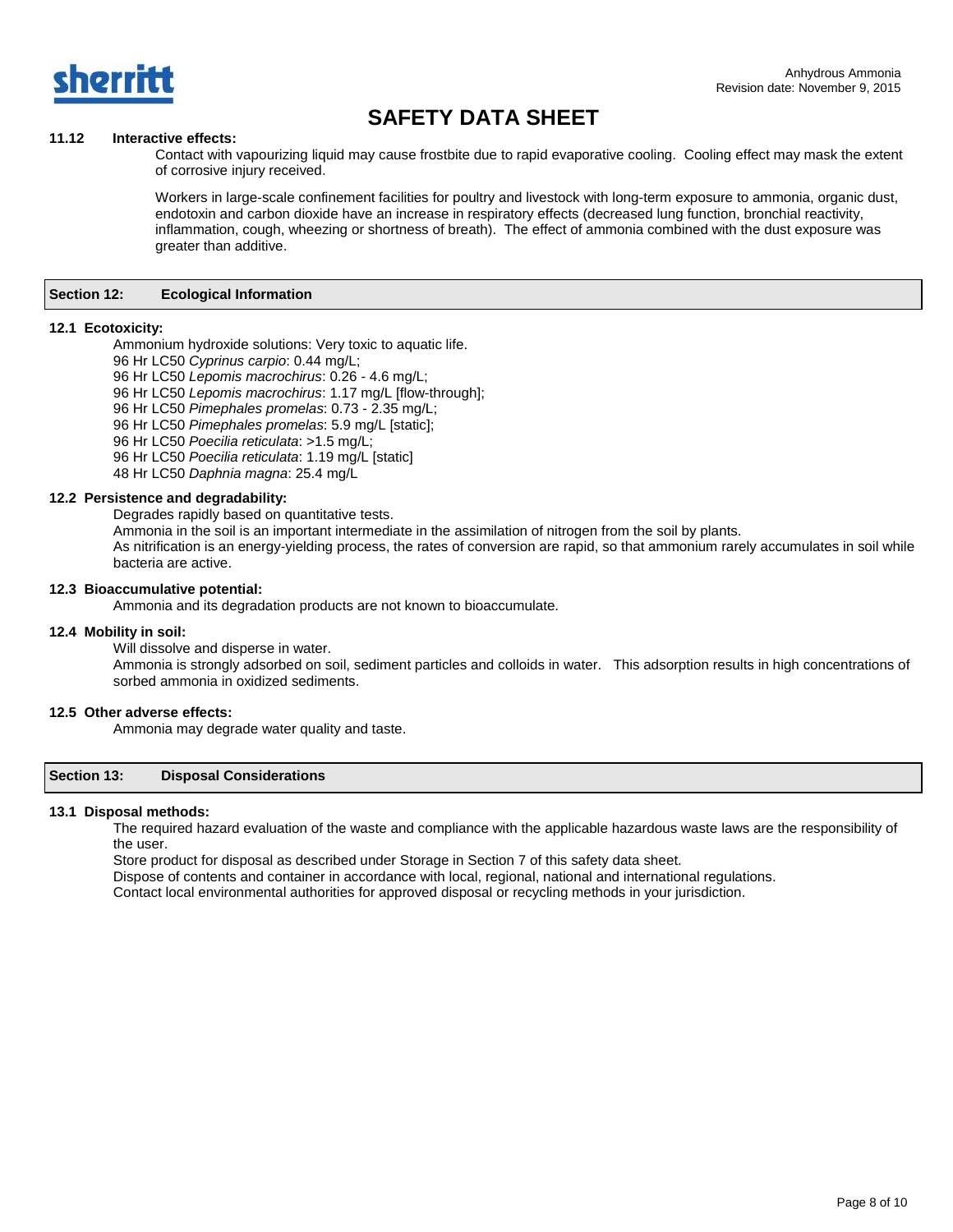#### 11.12 Interactive effects:

Contact with vapourizing liquid may cause frostbite due to rapid evaporative cooling. Cooling effect may mask the extent of corrosive injury received.

Workers in large-scale confinement facilities for poultry and livestock with long-term exposure to ammonia, organic dust, endotoxin and carbon dioxide have an increase in respiratory effects (decreased lung function, bronchial reactivity, inflammation, cough, wheezing or shortness of breath). The effect of ammonia combined with the dust exposure was greater than additive.

## Section 12: Ecological Information

#### 12.1 Ecotoxicity:

Ammonium hydroxide solutions: Very toxic to aquatic life.
96 Hr LC50 *Cyprinus carpio*: 0.44 mg/L;
96 Hr LC50 *Lepomis macrochirus*: 0.26 - 4.6 mg/L;
96 Hr LC50 *Lepomis macrochirus*: 1.17 mg/L [flow-through];
96 Hr LC50 *Pimephales promelas*: 0.73 - 2.35 mg/L;
96 Hr LC50 *Pimephales promelas*: 5.9 mg/L [static];
96 Hr LC50 *Poecilia reticulata*: >1.5 mg/L;
96 Hr LC50 *Poecilia reticulata*: 1.19 mg/L [static]
48 Hr LC50 *Daphnia magna*: 25.4 mg/L

#### 12.2 Persistence and degradability:

Degrades rapidly based on quantitative tests.
Ammonia in the soil is an important intermediate in the assimilation of nitrogen from the soil by plants.
As nitrification is an energy-yielding process, the rates of conversion are rapid, so that ammonium rarely accumulates in soil while bacteria are active.

#### 12.3 Bioaccumulative potential:

Ammonia and its degradation products are not known to bioaccumulate.

#### 12.4 Mobility in soil:

Will dissolve and disperse in water.
Ammonia is strongly adsorbed on soil, sediment particles and colloids in water. This adsorption results in high concentrations of sorbed ammonia in oxidized sediments.

#### 12.5 Other adverse effects:

Ammonia may degrade water quality and taste.

## Section 13: Disposal Considerations

#### 13.1 Disposal methods:

The required hazard evaluation of the waste and compliance with the applicable hazardous waste laws are the responsibility of the user.
Store product for disposal as described under Storage in Section 7 of this safety data sheet.
Dispose of contents and container in accordance with local, regional, national and international regulations.
Contact local environmental authorities for approved disposal or recycling methods in your jurisdiction.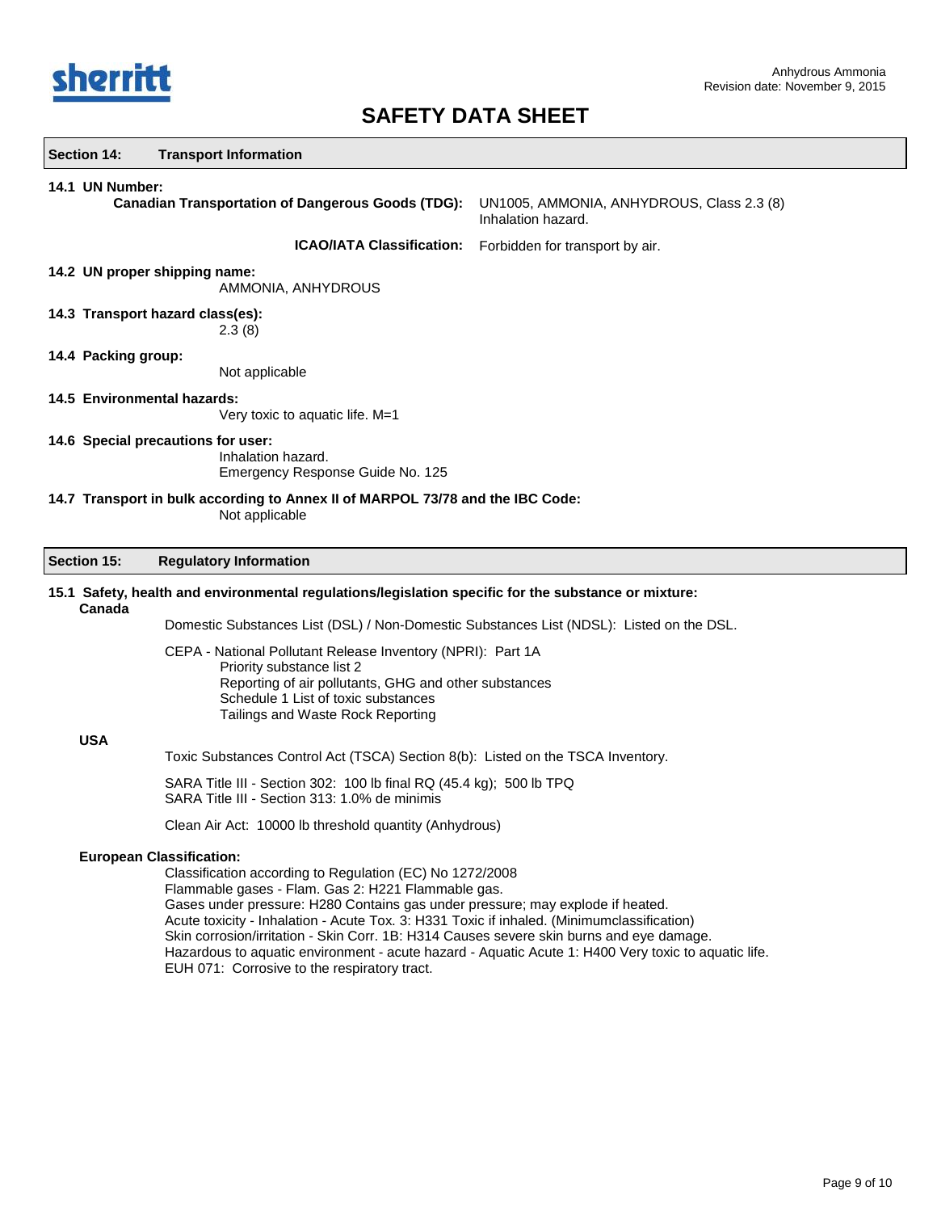# SAFETY DATA SHEET

## Section 14: Transport Information

**14.1 UN Number:**

**Canadian Transportation of Dangerous Goods (TDG):** UN1005, AMMONIA, ANHYDROUS, Class 2.3 (8) Inhalation hazard.

**ICAO/IATA Classification:** Forbidden for transport by air.

**14.2 UN proper shipping name:**

AMMONIA, ANHYDROUS

**14.3 Transport hazard class(es):**

2.3 (8)

**14.4 Packing group:**

Not applicable

**14.5 Environmental hazards:**

Very toxic to aquatic life. M=1

**14.6 Special precautions for user:**

Inhalation hazard.
Emergency Response Guide No. 125

**14.7 Transport in bulk according to Annex II of MARPOL 73/78 and the IBC Code:**

Not applicable

## Section 15: Regulatory Information

**15.1 Safety, health and environmental regulations/legislation specific for the substance or mixture:**

**Canada**

Domestic Substances List (DSL) / Non-Domestic Substances List (NDSL): Listed on the DSL.

CEPA - National Pollutant Release Inventory (NPRI): Part 1A
Priority substance list 2
Reporting of air pollutants, GHG and other substances
Schedule 1 List of toxic substances
Tailings and Waste Rock Reporting

**USA**

Toxic Substances Control Act (TSCA) Section 8(b): Listed on the TSCA Inventory.

SARA Title III - Section 302: 100 lb final RQ (45.4 kg); 500 lb TPQ
SARA Title III - Section 313: 1.0% de minimis

Clean Air Act: 10000 lb threshold quantity (Anhydrous)

**European Classification:**

Classification according to Regulation (EC) No 1272/2008
Flammable gases - Flam. Gas 2: H221 Flammable gas.
Gases under pressure: H280 Contains gas under pressure; may explode if heated.
Acute toxicity - Inhalation - Acute Tox. 3: H331 Toxic if inhaled. (Minimumclassification)
Skin corrosion/irritation - Skin Corr. 1B: H314 Causes severe skin burns and eye damage.
Hazardous to aquatic environment - acute hazard - Aquatic Acute 1: H400 Very toxic to aquatic life.
EUH 071: Corrosive to the respiratory tract.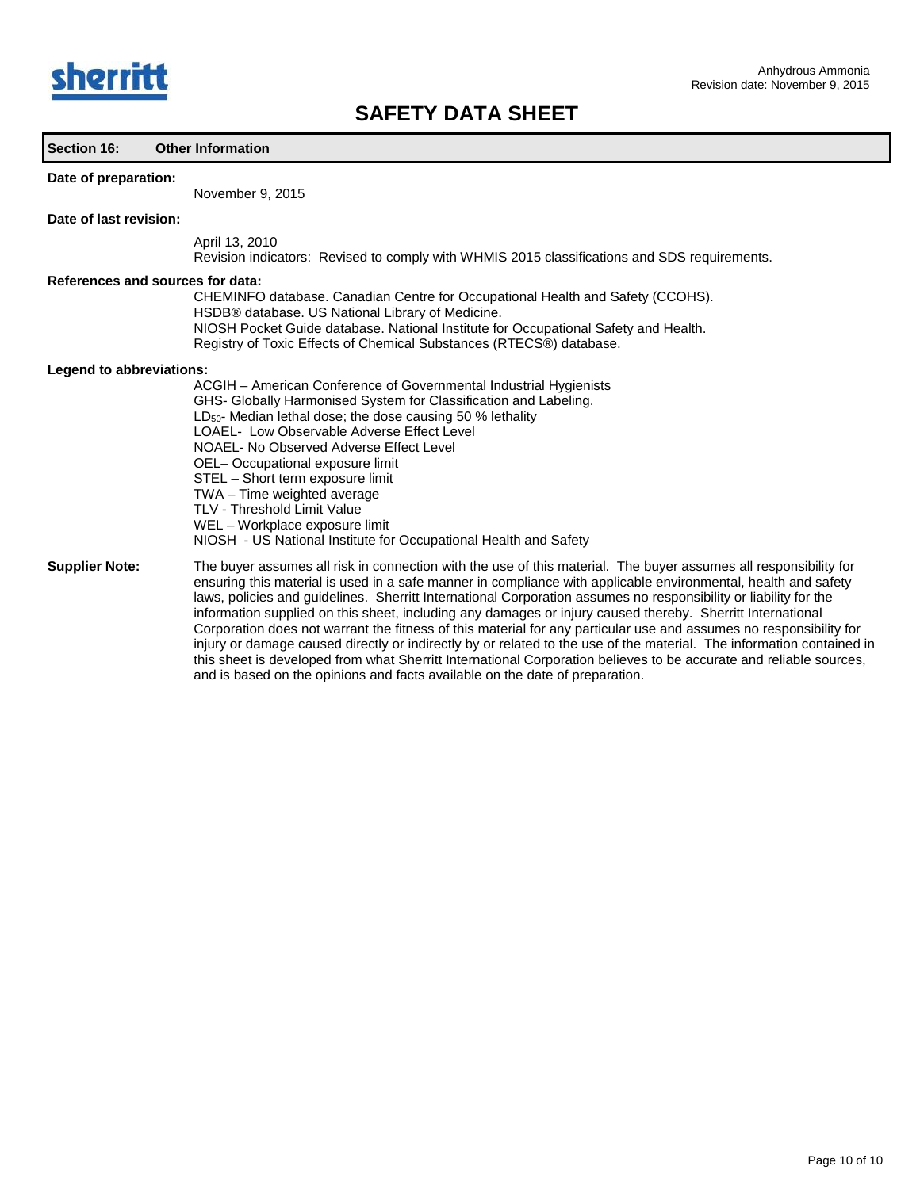# SAFETY DATA SHEET

## Section 16: Other Information

**Date of preparation:**

November 9, 2015

**Date of last revision:**

April 13, 2010
Revision indicators: Revised to comply with WHMIS 2015 classifications and SDS requirements.

**References and sources for data:**

CHEMINFO database. Canadian Centre for Occupational Health and Safety (CCOHS).
HSDB® database. US National Library of Medicine.
NIOSH Pocket Guide database. National Institute for Occupational Safety and Health.
Registry of Toxic Effects of Chemical Substances (RTECS®) database.

**Legend to abbreviations:**

ACGIH – American Conference of Governmental Industrial Hygienists
GHS- Globally Harmonised System for Classification and Labeling.
$LD_{50}$- Median lethal dose; the dose causing 50 % lethality
LOAEL- Low Observable Adverse Effect Level
NOAEL- No Observed Adverse Effect Level
OEL– Occupational exposure limit
STEL – Short term exposure limit
TWA – Time weighted average
TLV - Threshold Limit Value
WEL – Workplace exposure limit
NIOSH - US National Institute for Occupational Health and Safety

**Supplier Note:** The buyer assumes all risk in connection with the use of this material. The buyer assumes all responsibility for ensuring this material is used in a safe manner in compliance with applicable environmental, health and safety laws, policies and guidelines. Sherritt International Corporation assumes no responsibility or liability for the information supplied on this sheet, including any damages or injury caused thereby. Sherritt International Corporation does not warrant the fitness of this material for any particular use and assumes no responsibility for injury or damage caused directly or indirectly by or related to the use of the material. The information contained in this sheet is developed from what Sherritt International Corporation believes to be accurate and reliable sources, and is based on the opinions and facts available on the date of preparation.